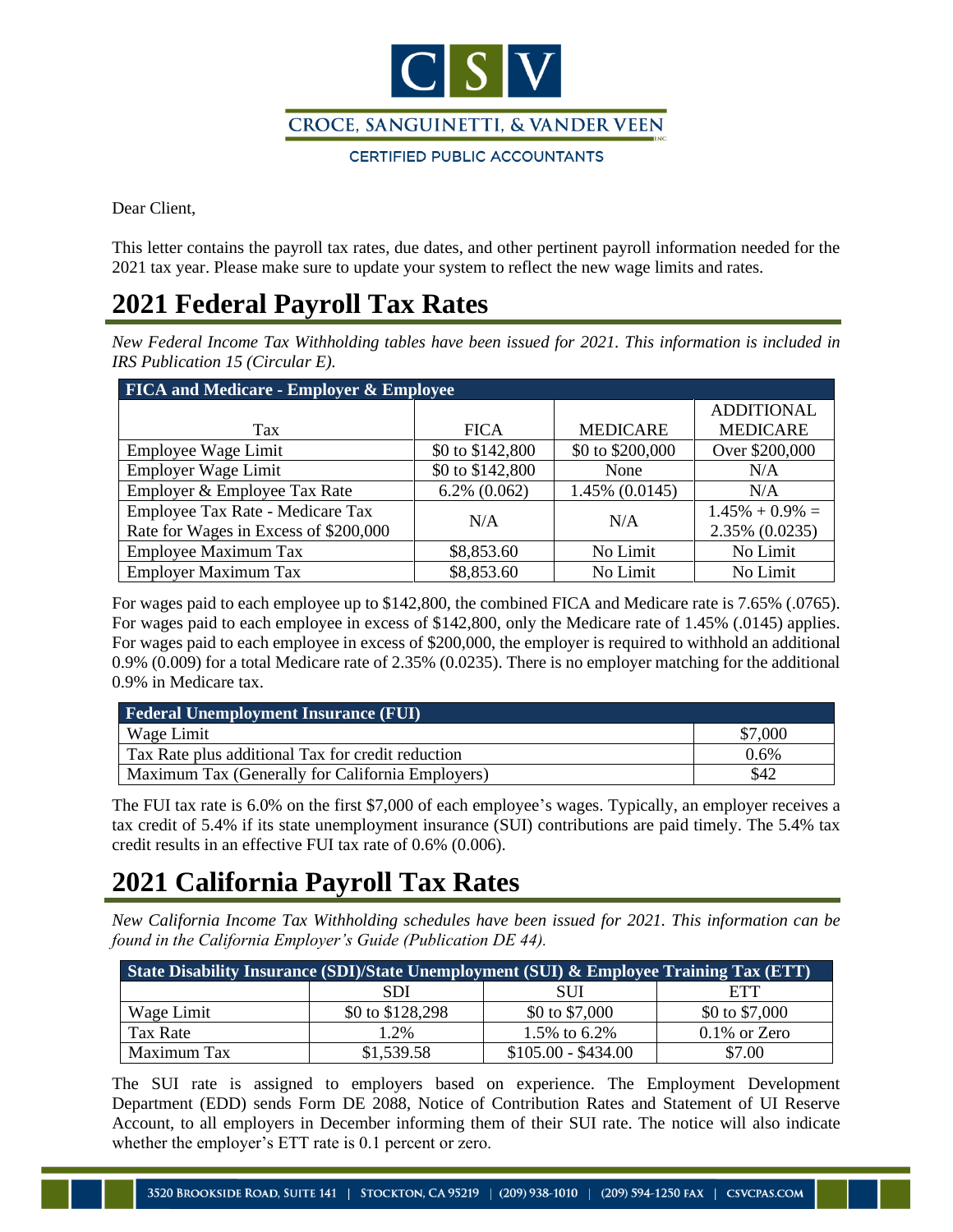Dear Client,

This letter contains the payroll tax rates, due dates, and other pertinent payroll information needed for the 2021 tax year. Please make sure to update your system to reflect the new wage limits and rates.

# 2021 Federal Payroll Tax Rates

*New Federal Income Tax Withholding tables have been issued for 2021. This information is included in IRS Publication 15 (Circular E).*

| FICA and Medicare - Employer & Employee | | | |
|---|---|---|---|
| Tax | FICA | MEDICARE | ADDITIONAL MEDICARE |
| Employee Wage Limit | \$0 to \$142,800 | \$0 to \$200,000 | Over \$200,000 |
| Employer Wage Limit | \$0 to \$142,800 | None | N/A |
| Employer & Employee Tax Rate | 6.2% (0.062) | 1.45% (0.0145) | N/A |
| Employee Tax Rate - Medicare Tax Rate for Wages in Excess of \$200,000 | N/A | N/A | 1.45% + 0.9% = 2.35% (0.0235) |
| Employee Maximum Tax | \$8,853.60 | No Limit | No Limit |
| Employer Maximum Tax | \$8,853.60 | No Limit | No Limit |

For wages paid to each employee up to \$142,800, the combined FICA and Medicare rate is 7.65% (.0765). For wages paid to each employee in excess of \$142,800, only the Medicare rate of 1.45% (.0145) applies. For wages paid to each employee in excess of \$200,000, the employer is required to withhold an additional 0.9% (0.009) for a total Medicare rate of 2.35% (0.0235). There is no employer matching for the additional 0.9% in Medicare tax.

| Federal Unemployment Insurance (FUI) | |
|---|---|
| Wage Limit | \$7,000 |
| Tax Rate plus additional Tax for credit reduction | 0.6% |
| Maximum Tax (Generally for California Employers) | \$42 |

The FUI tax rate is 6.0% on the first \$7,000 of each employee's wages. Typically, an employer receives a tax credit of 5.4% if its state unemployment insurance (SUI) contributions are paid timely. The 5.4% tax credit results in an effective FUI tax rate of 0.6% (0.006).

# 2021 California Payroll Tax Rates

*New California Income Tax Withholding schedules have been issued for 2021. This information can be found in the California Employer's Guide (Publication DE 44).*

| State Disability Insurance (SDI)/State Unemployment (SUI) & Employee Training Tax (ETT) | | | |
|---|---|---|---|
| | SDI | SUI | ETT |
| Wage Limit | \$0 to \$128,298 | \$0 to \$7,000 | \$0 to \$7,000 |
| Tax Rate | 1.2% | 1.5% to 6.2% | 0.1% or Zero |
| Maximum Tax | \$1,539.58 | \$105.00 - \$434.00 | \$7.00 |

The SUI rate is assigned to employers based on experience. The Employment Development Department (EDD) sends Form DE 2088, Notice of Contribution Rates and Statement of UI Reserve Account, to all employers in December informing them of their SUI rate. The notice will also indicate whether the employer's ETT rate is 0.1 percent or zero.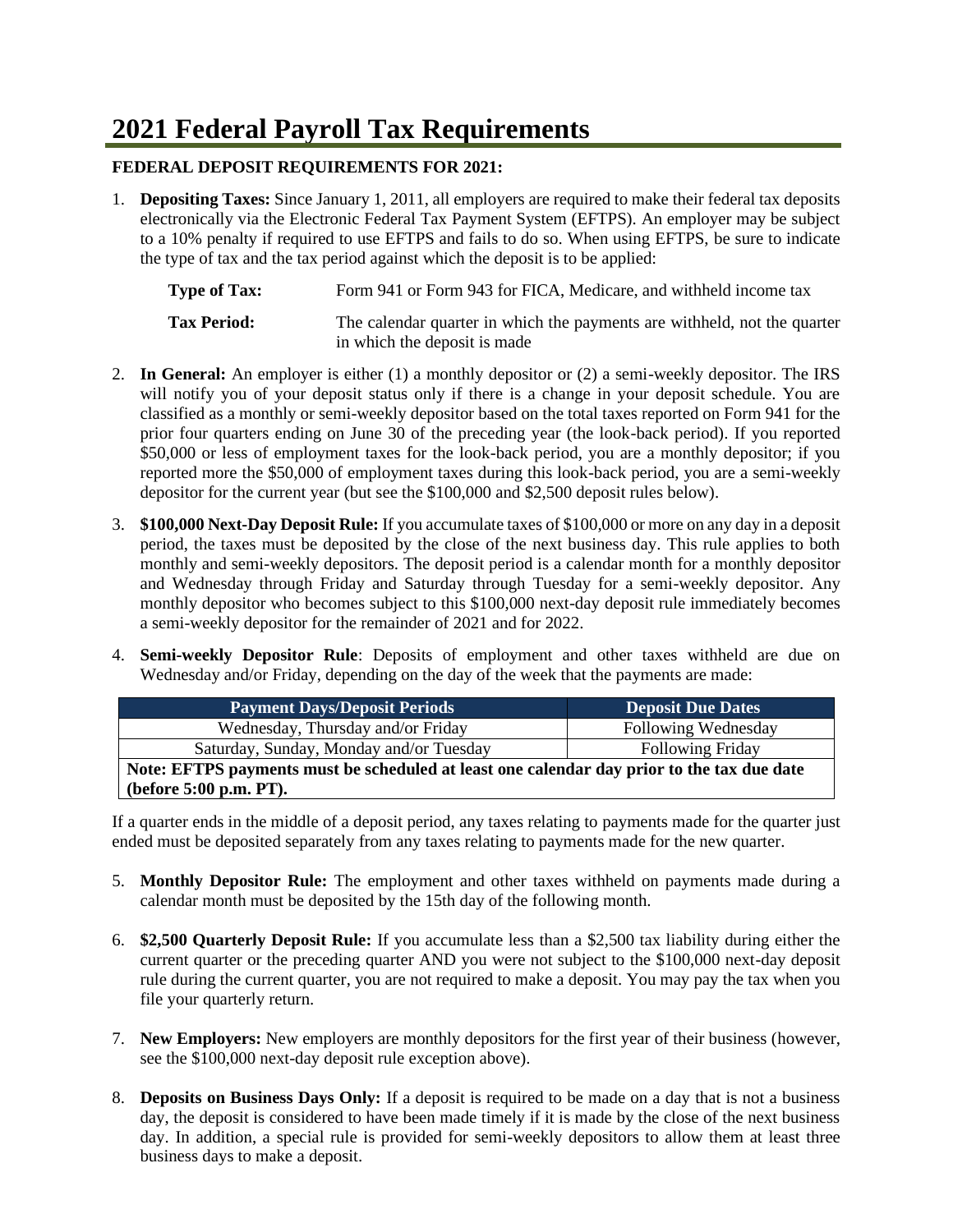# 2021 Federal Payroll Tax Requirements

**FEDERAL DEPOSIT REQUIREMENTS FOR 2021:**

1. **Depositing Taxes:** Since January 1, 2011, all employers are required to make their federal tax deposits electronically via the Electronic Federal Tax Payment System (EFTPS). An employer may be subject to a 10% penalty if required to use EFTPS and fails to do so. When using EFTPS, be sure to indicate the type of tax and the tax period against which the deposit is to be applied:

   **Type of Tax:** Form 941 or Form 943 for FICA, Medicare, and withheld income tax

   **Tax Period:** The calendar quarter in which the payments are withheld, not the quarter in which the deposit is made

2. **In General:** An employer is either (1) a monthly depositor or (2) a semi-weekly depositor. The IRS will notify you of your deposit status only if there is a change in your deposit schedule. You are classified as a monthly or semi-weekly depositor based on the total taxes reported on Form 941 for the prior four quarters ending on June 30 of the preceding year (the look-back period). If you reported $50,000 or less of employment taxes for the look-back period, you are a monthly depositor; if you reported more the $50,000 of employment taxes during this look-back period, you are a semi-weekly depositor for the current year (but see the $100,000 and $2,500 deposit rules below).

3. **$100,000 Next-Day Deposit Rule:** If you accumulate taxes of $100,000 or more on any day in a deposit period, the taxes must be deposited by the close of the next business day. This rule applies to both monthly and semi-weekly depositors. The deposit period is a calendar month for a monthly depositor and Wednesday through Friday and Saturday through Tuesday for a semi-weekly depositor. Any monthly depositor who becomes subject to this $100,000 next-day deposit rule immediately becomes a semi-weekly depositor for the remainder of 2021 and for 2022.

4. **Semi-weekly Depositor Rule**: Deposits of employment and other taxes withheld are due on Wednesday and/or Friday, depending on the day of the week that the payments are made:

| Payment Days/Deposit Periods | Deposit Due Dates |
|---|---|
| Wednesday, Thursday and/or Friday | Following Wednesday |
| Saturday, Sunday, Monday and/or Tuesday | Following Friday |
| **Note: EFTPS payments must be scheduled at least one calendar day prior to the tax due date (before 5:00 p.m. PT).** | |

If a quarter ends in the middle of a deposit period, any taxes relating to payments made for the quarter just ended must be deposited separately from any taxes relating to payments made for the new quarter.

5. **Monthly Depositor Rule:** The employment and other taxes withheld on payments made during a calendar month must be deposited by the 15th day of the following month.

6. **$2,500 Quarterly Deposit Rule:** If you accumulate less than a $2,500 tax liability during either the current quarter or the preceding quarter AND you were not subject to the $100,000 next-day deposit rule during the current quarter, you are not required to make a deposit. You may pay the tax when you file your quarterly return.

7. **New Employers:** New employers are monthly depositors for the first year of their business (however, see the $100,000 next-day deposit rule exception above).

8. **Deposits on Business Days Only:** If a deposit is required to be made on a day that is not a business day, the deposit is considered to have been made timely if it is made by the close of the next business day. In addition, a special rule is provided for semi-weekly depositors to allow them at least three business days to make a deposit.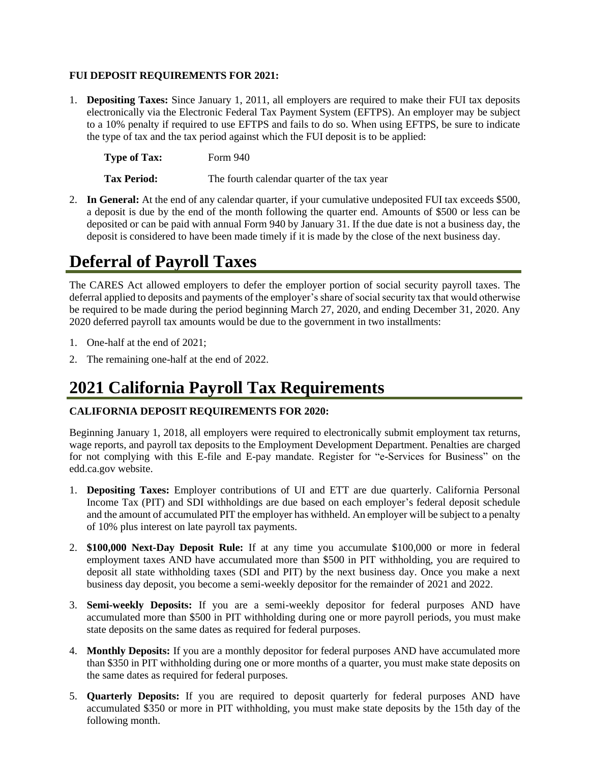**FUI DEPOSIT REQUIREMENTS FOR 2021:**

1. **Depositing Taxes:** Since January 1, 2011, all employers are required to make their FUI tax deposits electronically via the Electronic Federal Tax Payment System (EFTPS). An employer may be subject to a 10% penalty if required to use EFTPS and fails to do so. When using EFTPS, be sure to indicate the type of tax and the tax period against which the FUI deposit is to be applied:

   **Type of Tax:** Form 940

   **Tax Period:** The fourth calendar quarter of the tax year

2. **In General:** At the end of any calendar quarter, if your cumulative undeposited FUI tax exceeds $500, a deposit is due by the end of the month following the quarter end. Amounts of $500 or less can be deposited or can be paid with annual Form 940 by January 31. If the due date is not a business day, the deposit is considered to have been made timely if it is made by the close of the next business day.

# Deferral of Payroll Taxes

The CARES Act allowed employers to defer the employer portion of social security payroll taxes. The deferral applied to deposits and payments of the employer's share of social security tax that would otherwise be required to be made during the period beginning March 27, 2020, and ending December 31, 2020. Any 2020 deferred payroll tax amounts would be due to the government in two installments:

1. One-half at the end of 2021;
2. The remaining one-half at the end of 2022.

# 2021 California Payroll Tax Requirements

**CALIFORNIA DEPOSIT REQUIREMENTS FOR 2020:**

Beginning January 1, 2018, all employers were required to electronically submit employment tax returns, wage reports, and payroll tax deposits to the Employment Development Department. Penalties are charged for not complying with this E-file and E-pay mandate. Register for "e-Services for Business" on the edd.ca.gov website.

1. **Depositing Taxes:** Employer contributions of UI and ETT are due quarterly. California Personal Income Tax (PIT) and SDI withholdings are due based on each employer's federal deposit schedule and the amount of accumulated PIT the employer has withheld. An employer will be subject to a penalty of 10% plus interest on late payroll tax payments.
2. **$100,000 Next-Day Deposit Rule:** If at any time you accumulate $100,000 or more in federal employment taxes AND have accumulated more than $500 in PIT withholding, you are required to deposit all state withholding taxes (SDI and PIT) by the next business day. Once you make a next business day deposit, you become a semi-weekly depositor for the remainder of 2021 and 2022.
3. **Semi-weekly Deposits:** If you are a semi-weekly depositor for federal purposes AND have accumulated more than $500 in PIT withholding during one or more payroll periods, you must make state deposits on the same dates as required for federal purposes.
4. **Monthly Deposits:** If you are a monthly depositor for federal purposes AND have accumulated more than $350 in PIT withholding during one or more months of a quarter, you must make state deposits on the same dates as required for federal purposes.
5. **Quarterly Deposits:** If you are required to deposit quarterly for federal purposes AND have accumulated $350 or more in PIT withholding, you must make state deposits by the 15th day of the following month.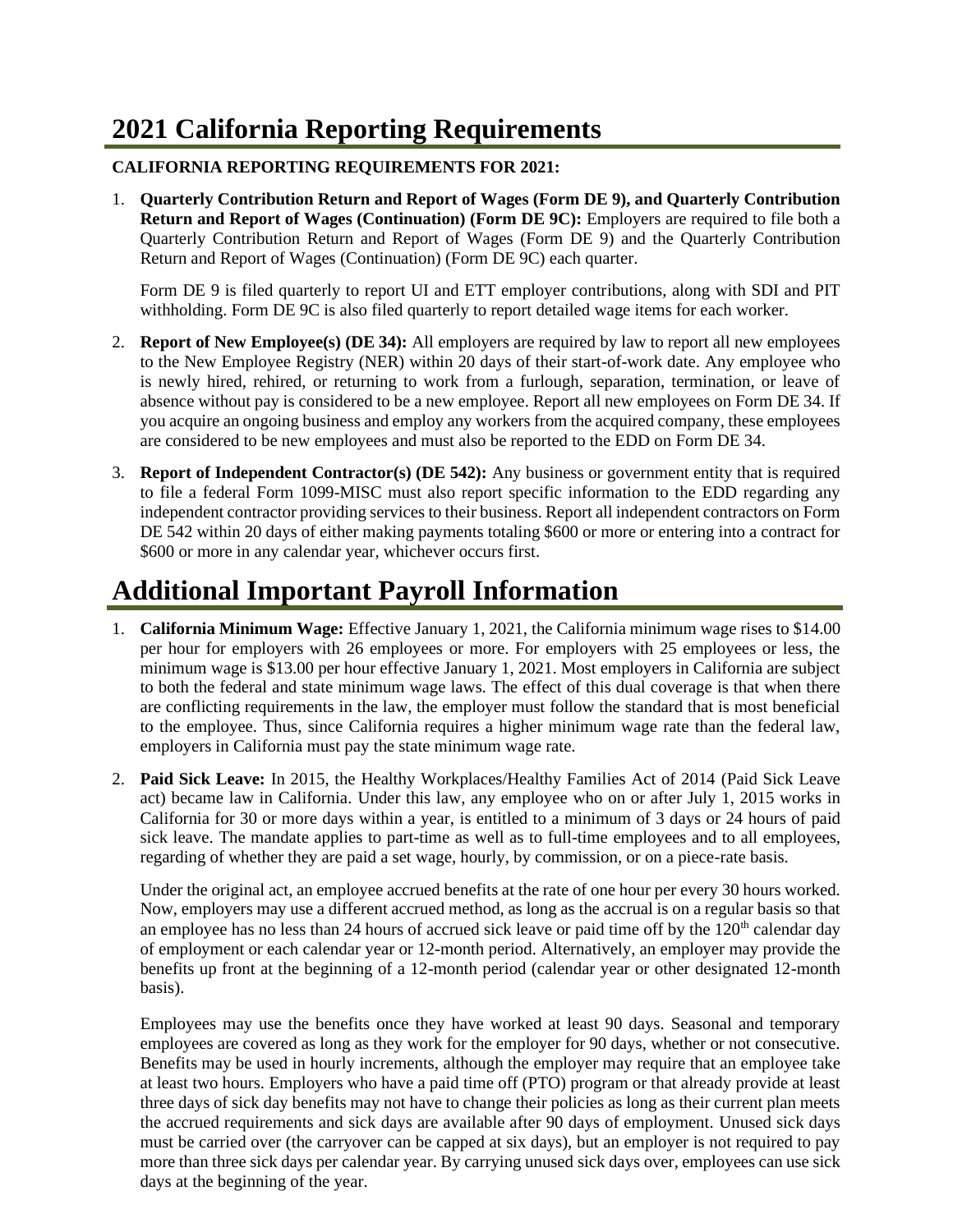# 2021 California Reporting Requirements

**CALIFORNIA REPORTING REQUIREMENTS FOR 2021:**

1. **Quarterly Contribution Return and Report of Wages (Form DE 9), and Quarterly Contribution Return and Report of Wages (Continuation) (Form DE 9C):** Employers are required to file both a Quarterly Contribution Return and Report of Wages (Form DE 9) and the Quarterly Contribution Return and Report of Wages (Continuation) (Form DE 9C) each quarter.

   Form DE 9 is filed quarterly to report UI and ETT employer contributions, along with SDI and PIT withholding. Form DE 9C is also filed quarterly to report detailed wage items for each worker.

2. **Report of New Employee(s) (DE 34):** All employers are required by law to report all new employees to the New Employee Registry (NER) within 20 days of their start-of-work date. Any employee who is newly hired, rehired, or returning to work from a furlough, separation, termination, or leave of absence without pay is considered to be a new employee. Report all new employees on Form DE 34. If you acquire an ongoing business and employ any workers from the acquired company, these employees are considered to be new employees and must also be reported to the EDD on Form DE 34.

3. **Report of Independent Contractor(s) (DE 542):** Any business or government entity that is required to file a federal Form 1099-MISC must also report specific information to the EDD regarding any independent contractor providing services to their business. Report all independent contractors on Form DE 542 within 20 days of either making payments totaling $600 or more or entering into a contract for $600 or more in any calendar year, whichever occurs first.

# Additional Important Payroll Information

1. **California Minimum Wage:** Effective January 1, 2021, the California minimum wage rises to $14.00 per hour for employers with 26 employees or more. For employers with 25 employees or less, the minimum wage is $13.00 per hour effective January 1, 2021. Most employers in California are subject to both the federal and state minimum wage laws. The effect of this dual coverage is that when there are conflicting requirements in the law, the employer must follow the standard that is most beneficial to the employee. Thus, since California requires a higher minimum wage rate than the federal law, employers in California must pay the state minimum wage rate.

2. **Paid Sick Leave:** In 2015, the Healthy Workplaces/Healthy Families Act of 2014 (Paid Sick Leave act) became law in California. Under this law, any employee who on or after July 1, 2015 works in California for 30 or more days within a year, is entitled to a minimum of 3 days or 24 hours of paid sick leave. The mandate applies to part-time as well as to full-time employees and to all employees, regarding of whether they are paid a set wage, hourly, by commission, or on a piece-rate basis.

   Under the original act, an employee accrued benefits at the rate of one hour per every 30 hours worked. Now, employers may use a different accrued method, as long as the accrual is on a regular basis so that an employee has no less than 24 hours of accrued sick leave or paid time off by the 120th calendar day of employment or each calendar year or 12-month period. Alternatively, an employer may provide the benefits up front at the beginning of a 12-month period (calendar year or other designated 12-month basis).

   Employees may use the benefits once they have worked at least 90 days. Seasonal and temporary employees are covered as long as they work for the employer for 90 days, whether or not consecutive. Benefits may be used in hourly increments, although the employer may require that an employee take at least two hours. Employers who have a paid time off (PTO) program or that already provide at least three days of sick day benefits may not have to change their policies as long as their current plan meets the accrued requirements and sick days are available after 90 days of employment. Unused sick days must be carried over (the carryover can be capped at six days), but an employer is not required to pay more than three sick days per calendar year. By carrying unused sick days over, employees can use sick days at the beginning of the year.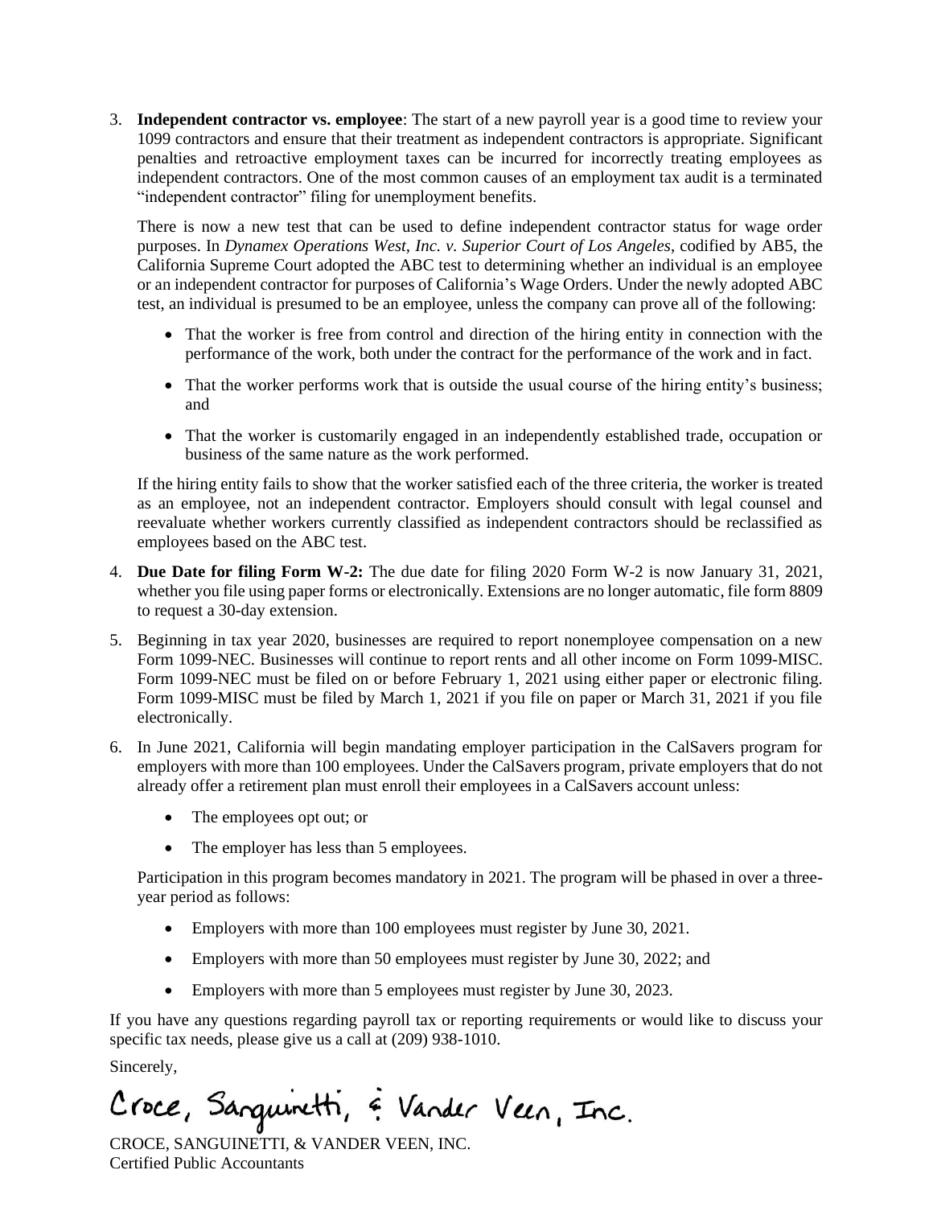3. **Independent contractor vs. employee**: The start of a new payroll year is a good time to review your 1099 contractors and ensure that their treatment as independent contractors is appropriate. Significant penalties and retroactive employment taxes can be incurred for incorrectly treating employees as independent contractors. One of the most common causes of an employment tax audit is a terminated "independent contractor" filing for unemployment benefits.

   There is now a new test that can be used to define independent contractor status for wage order purposes. In *Dynamex Operations West, Inc. v. Superior Court of Los Angeles*, codified by AB5, the California Supreme Court adopted the ABC test to determining whether an individual is an employee or an independent contractor for purposes of California's Wage Orders. Under the newly adopted ABC test, an individual is presumed to be an employee, unless the company can prove all of the following:

   - That the worker is free from control and direction of the hiring entity in connection with the performance of the work, both under the contract for the performance of the work and in fact.
   - That the worker performs work that is outside the usual course of the hiring entity's business; and
   - That the worker is customarily engaged in an independently established trade, occupation or business of the same nature as the work performed.

   If the hiring entity fails to show that the worker satisfied each of the three criteria, the worker is treated as an employee, not an independent contractor. Employers should consult with legal counsel and reevaluate whether workers currently classified as independent contractors should be reclassified as employees based on the ABC test.

4. **Due Date for filing Form W-2:** The due date for filing 2020 Form W-2 is now January 31, 2021, whether you file using paper forms or electronically. Extensions are no longer automatic, file form 8809 to request a 30-day extension.

5. Beginning in tax year 2020, businesses are required to report nonemployee compensation on a new Form 1099-NEC. Businesses will continue to report rents and all other income on Form 1099-MISC. Form 1099-NEC must be filed on or before February 1, 2021 using either paper or electronic filing. Form 1099-MISC must be filed by March 1, 2021 if you file on paper or March 31, 2021 if you file electronically.

6. In June 2021, California will begin mandating employer participation in the CalSavers program for employers with more than 100 employees. Under the CalSavers program, private employers that do not already offer a retirement plan must enroll their employees in a CalSavers account unless:

   - The employees opt out; or
   - The employer has less than 5 employees.

   Participation in this program becomes mandatory in 2021. The program will be phased in over a three-year period as follows:

   - Employers with more than 100 employees must register by June 30, 2021.
   - Employers with more than 50 employees must register by June 30, 2022; and
   - Employers with more than 5 employees must register by June 30, 2023.

If you have any questions regarding payroll tax or reporting requirements or would like to discuss your specific tax needs, please give us a call at (209) 938-1010.

Sincerely,

Croce, Sanguinetti, & Vander Veen, Inc.

CROCE, SANGUINETTI, & VANDER VEEN, INC.
Certified Public Accountants